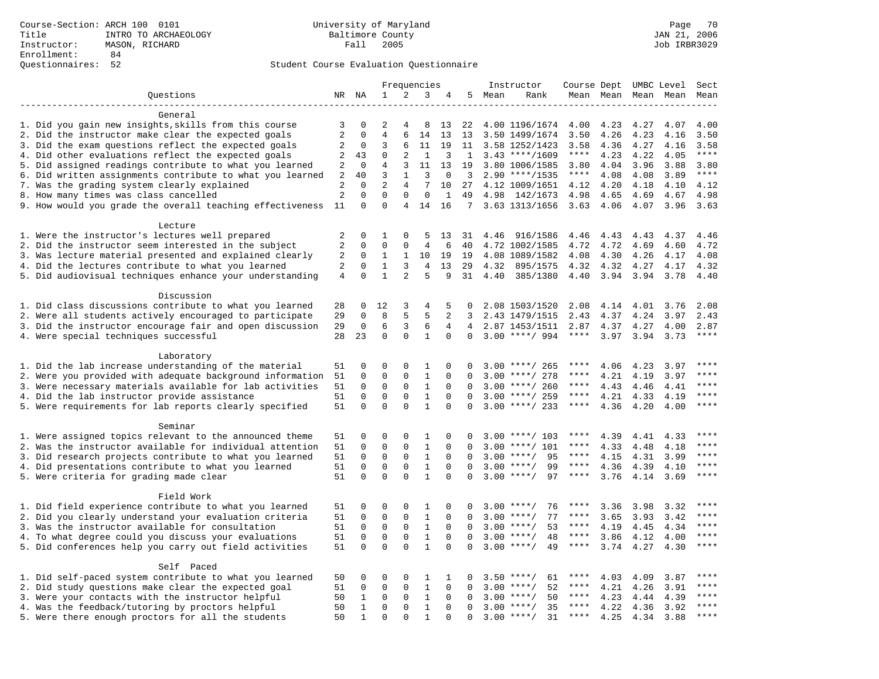Course-Section: ARCH 100 0101
Title: INTRO TO ARCHAEOLOGY
Instructor: MASON, RICHARD
Enrollment: 84
Questionnaires: 52

University of Maryland
Baltimore County
Fall 2005

Page 70
JAN 21, 2006
Job IRBR3029

Student Course Evaluation Questionnaire

| Questions | NR | NA | 1 | 2 | 3 | 4 | 5 | Instructor Mean | Instructor Rank | Course Mean | Dept Mean | UMBC Mean | Level Mean | Sect Mean |
|---|---|---|---|---|---|---|---|---|---|---|---|---|---|---|
| **General** | | | | | | | | | | | | | | |
| 1. Did you gain new insights,skills from this course | 3 | 0 | 2 | 4 | 8 | 13 | 22 | 4.00 | 1196/1674 | 4.00 | 4.23 | 4.27 | 4.07 | 4.00 |
| 2. Did the instructor make clear the expected goals | 2 | 0 | 4 | 6 | 14 | 13 | 13 | 3.50 | 1499/1674 | 3.50 | 4.26 | 4.23 | 4.16 | 3.50 |
| 3. Did the exam questions reflect the expected goals | 2 | 0 | 3 | 6 | 11 | 19 | 11 | 3.58 | 1252/1423 | 3.58 | 4.36 | 4.27 | 4.16 | 3.58 |
| 4. Did other evaluations reflect the expected goals | 2 | 43 | 0 | 2 | 1 | 3 | 1 | 3.43 | ****/1609 | **** | 4.23 | 4.22 | 4.05 | **** |
| 5. Did assigned readings contribute to what you learned | 2 | 0 | 4 | 3 | 11 | 13 | 19 | 3.80 | 1006/1585 | 3.80 | 4.04 | 3.96 | 3.88 | 3.80 |
| 6. Did written assignments contribute to what you learned | 2 | 40 | 3 | 1 | 3 | 0 | 3 | 2.90 | ****/1535 | **** | 4.08 | 4.08 | 3.89 | **** |
| 7. Was the grading system clearly explained | 2 | 0 | 2 | 4 | 7 | 10 | 27 | 4.12 | 1009/1651 | 4.12 | 4.20 | 4.18 | 4.10 | 4.12 |
| 8. How many times was class cancelled | 2 | 0 | 0 | 0 | 0 | 1 | 49 | 4.98 | 142/1673 | 4.98 | 4.65 | 4.69 | 4.67 | 4.98 |
| 9. How would you grade the overall teaching effectiveness | 11 | 0 | 0 | 4 | 14 | 16 | 7 | 3.63 | 1313/1656 | 3.63 | 4.06 | 4.07 | 3.96 | 3.63 |
| **Lecture** | | | | | | | | | | | | | | |
| 1. Were the instructor's lectures well prepared | 2 | 0 | 1 | 0 | 5 | 13 | 31 | 4.46 | 916/1586 | 4.46 | 4.43 | 4.43 | 4.37 | 4.46 |
| 2. Did the instructor seem interested in the subject | 2 | 0 | 0 | 0 | 4 | 6 | 40 | 4.72 | 1002/1585 | 4.72 | 4.72 | 4.69 | 4.60 | 4.72 |
| 3. Was lecture material presented and explained clearly | 2 | 0 | 1 | 1 | 10 | 19 | 19 | 4.08 | 1089/1582 | 4.08 | 4.30 | 4.26 | 4.17 | 4.08 |
| 4. Did the lectures contribute to what you learned | 2 | 0 | 1 | 3 | 4 | 13 | 29 | 4.32 | 895/1575 | 4.32 | 4.32 | 4.27 | 4.17 | 4.32 |
| 5. Did audiovisual techniques enhance your understanding | 4 | 0 | 1 | 2 | 5 | 9 | 31 | 4.40 | 385/1380 | 4.40 | 3.94 | 3.94 | 3.78 | 4.40 |
| **Discussion** | | | | | | | | | | | | | | |
| 1. Did class discussions contribute to what you learned | 28 | 0 | 12 | 3 | 4 | 5 | 0 | 2.08 | 1503/1520 | 2.08 | 4.14 | 4.01 | 3.76 | 2.08 |
| 2. Were all students actively encouraged to participate | 29 | 0 | 8 | 5 | 5 | 2 | 3 | 2.43 | 1479/1515 | 2.43 | 4.37 | 4.24 | 3.97 | 2.43 |
| 3. Did the instructor encourage fair and open discussion | 29 | 0 | 6 | 3 | 6 | 4 | 4 | 2.87 | 1453/1511 | 2.87 | 4.37 | 4.27 | 4.00 | 2.87 |
| 4. Were special techniques successful | 28 | 23 | 0 | 0 | 1 | 0 | 0 | 3.00 | ****/ 994 | **** | 3.97 | 3.94 | 3.73 | **** |
| **Laboratory** | | | | | | | | | | | | | | |
| 1. Did the lab increase understanding of the material | 51 | 0 | 0 | 0 | 1 | 0 | 0 | 3.00 | ****/ 265 | **** | 4.06 | 4.23 | 3.97 | **** |
| 2. Were you provided with adequate background information | 51 | 0 | 0 | 0 | 1 | 0 | 0 | 3.00 | ****/ 278 | **** | 4.21 | 4.19 | 3.97 | **** |
| 3. Were necessary materials available for lab activities | 51 | 0 | 0 | 0 | 1 | 0 | 0 | 3.00 | ****/ 260 | **** | 4.43 | 4.46 | 4.41 | **** |
| 4. Did the lab instructor provide assistance | 51 | 0 | 0 | 0 | 1 | 0 | 0 | 3.00 | ****/ 259 | **** | 4.21 | 4.33 | 4.19 | **** |
| 5. Were requirements for lab reports clearly specified | 51 | 0 | 0 | 0 | 1 | 0 | 0 | 3.00 | ****/ 233 | **** | 4.36 | 4.20 | 4.00 | **** |
| **Seminar** | | | | | | | | | | | | | | |
| 1. Were assigned topics relevant to the announced theme | 51 | 0 | 0 | 0 | 1 | 0 | 0 | 3.00 | ****/ 103 | **** | 4.39 | 4.41 | 4.33 | **** |
| 2. Was the instructor available for individual attention | 51 | 0 | 0 | 0 | 1 | 0 | 0 | 3.00 | ****/ 101 | **** | 4.33 | 4.48 | 4.18 | **** |
| 3. Did research projects contribute to what you learned | 51 | 0 | 0 | 0 | 1 | 0 | 0 | 3.00 | ****/ 95 | **** | 4.15 | 4.31 | 3.99 | **** |
| 4. Did presentations contribute to what you learned | 51 | 0 | 0 | 0 | 1 | 0 | 0 | 3.00 | ****/ 99 | **** | 4.36 | 4.39 | 4.10 | **** |
| 5. Were criteria for grading made clear | 51 | 0 | 0 | 0 | 1 | 0 | 0 | 3.00 | ****/ 97 | **** | 3.76 | 4.14 | 3.69 | **** |
| **Field Work** | | | | | | | | | | | | | | |
| 1. Did field experience contribute to what you learned | 51 | 0 | 0 | 0 | 1 | 0 | 0 | 3.00 | ****/ 76 | **** | 3.36 | 3.98 | 3.32 | **** |
| 2. Did you clearly understand your evaluation criteria | 51 | 0 | 0 | 0 | 1 | 0 | 0 | 3.00 | ****/ 77 | **** | 3.65 | 3.93 | 3.42 | **** |
| 3. Was the instructor available for consultation | 51 | 0 | 0 | 0 | 1 | 0 | 0 | 3.00 | ****/ 53 | **** | 4.19 | 4.45 | 4.34 | **** |
| 4. To what degree could you discuss your evaluations | 51 | 0 | 0 | 0 | 1 | 0 | 0 | 3.00 | ****/ 48 | **** | 3.86 | 4.12 | 4.00 | **** |
| 5. Did conferences help you carry out field activities | 51 | 0 | 0 | 0 | 1 | 0 | 0 | 3.00 | ****/ 49 | **** | 3.74 | 4.27 | 4.30 | **** |
| **Self Paced** | | | | | | | | | | | | | | |
| 1. Did self-paced system contribute to what you learned | 50 | 0 | 0 | 0 | 1 | 1 | 0 | 3.50 | ****/ 61 | **** | 4.03 | 4.09 | 3.87 | **** |
| 2. Did study questions make clear the expected goal | 51 | 0 | 0 | 0 | 1 | 0 | 0 | 3.00 | ****/ 52 | **** | 4.21 | 4.26 | 3.91 | **** |
| 3. Were your contacts with the instructor helpful | 50 | 1 | 0 | 0 | 1 | 0 | 0 | 3.00 | ****/ 50 | **** | 4.23 | 4.44 | 4.39 | **** |
| 4. Was the feedback/tutoring by proctors helpful | 50 | 1 | 0 | 0 | 1 | 0 | 0 | 3.00 | ****/ 35 | **** | 4.22 | 4.36 | 3.92 | **** |
| 5. Were there enough proctors for all the students | 50 | 1 | 0 | 0 | 1 | 0 | 0 | 3.00 | ****/ 31 | **** | 4.25 | 4.34 | 3.88 | **** |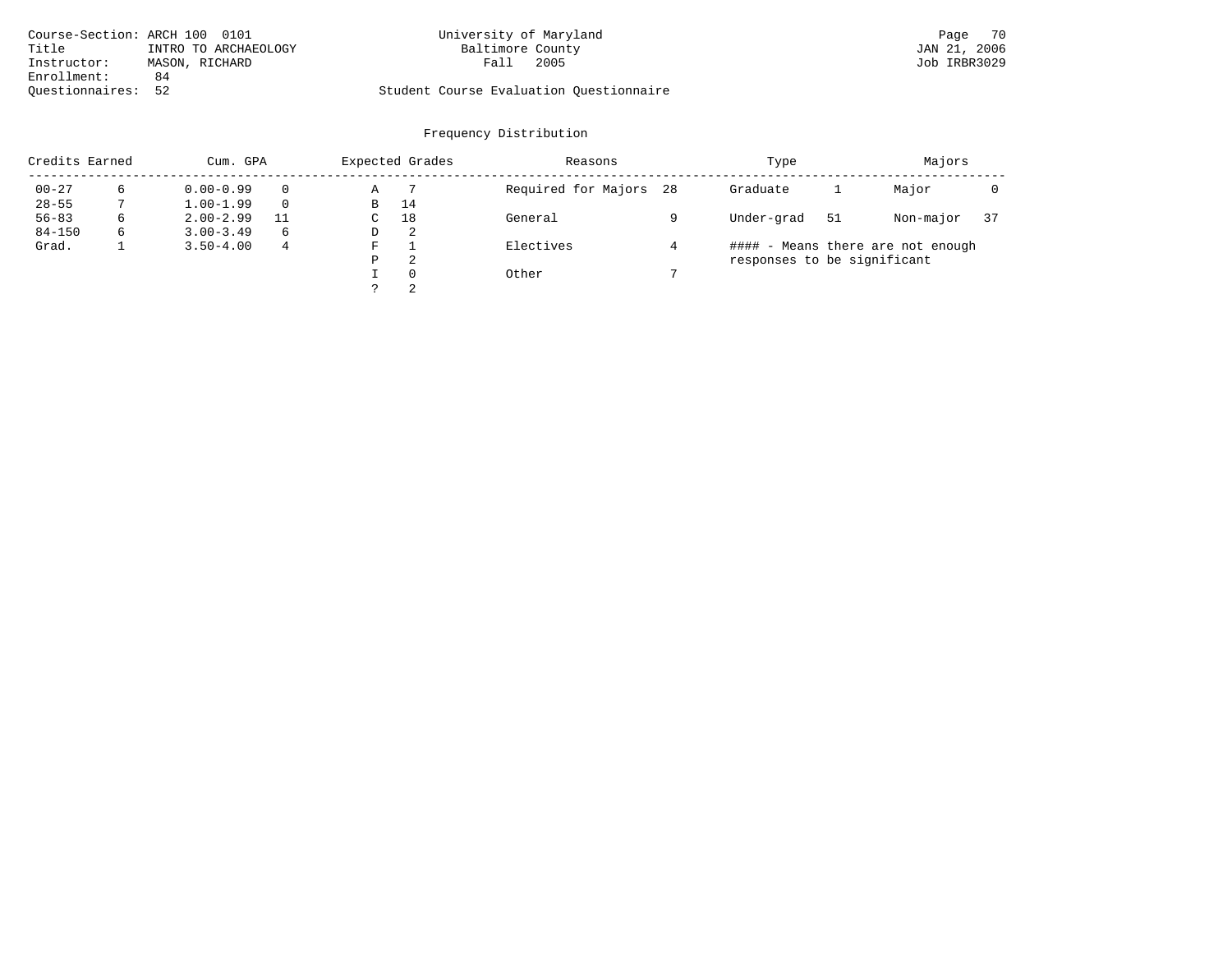Course-Section: ARCH 100 0101
Title: INTRO TO ARCHAEOLOGY
Instructor: MASON, RICHARD
Enrollment: 84
Questionnaires: 52

University of Maryland
Baltimore County
Fall 2005

JAN 21, 2006
Job IRBR3029

Student Course Evaluation Questionnaire

## Frequency Distribution

| Credits Earned | | Cum. GPA | | Expected Grades | | Reasons | | Type | | Majors | |
|---|---|---|---|---|---|---|---|---|---|---|---|
| 00-27 | 6 | 0.00-0.99 | 0 | A | 7 | Required for Majors | 28 | Graduate | 1 | Major | 0 |
| 28-55 | 7 | 1.00-1.99 | 0 | B | 14 | | | | | | |
| 56-83 | 6 | 2.00-2.99 | 11 | C | 18 | General | 9 | Under-grad | 51 | Non-major | 37 |
| 84-150 | 6 | 3.00-3.49 | 6 | D | 2 | | | | | | |
| Grad. | 1 | 3.50-4.00 | 4 | F | 1 | Electives | 4 | | | | |
| | | | | P | 2 | | | | | | |
| | | | | I | 0 | Other | 7 | | | | |
| | | | | ? | 2 | | | | | | |

#### - Means there are not enough responses to be significant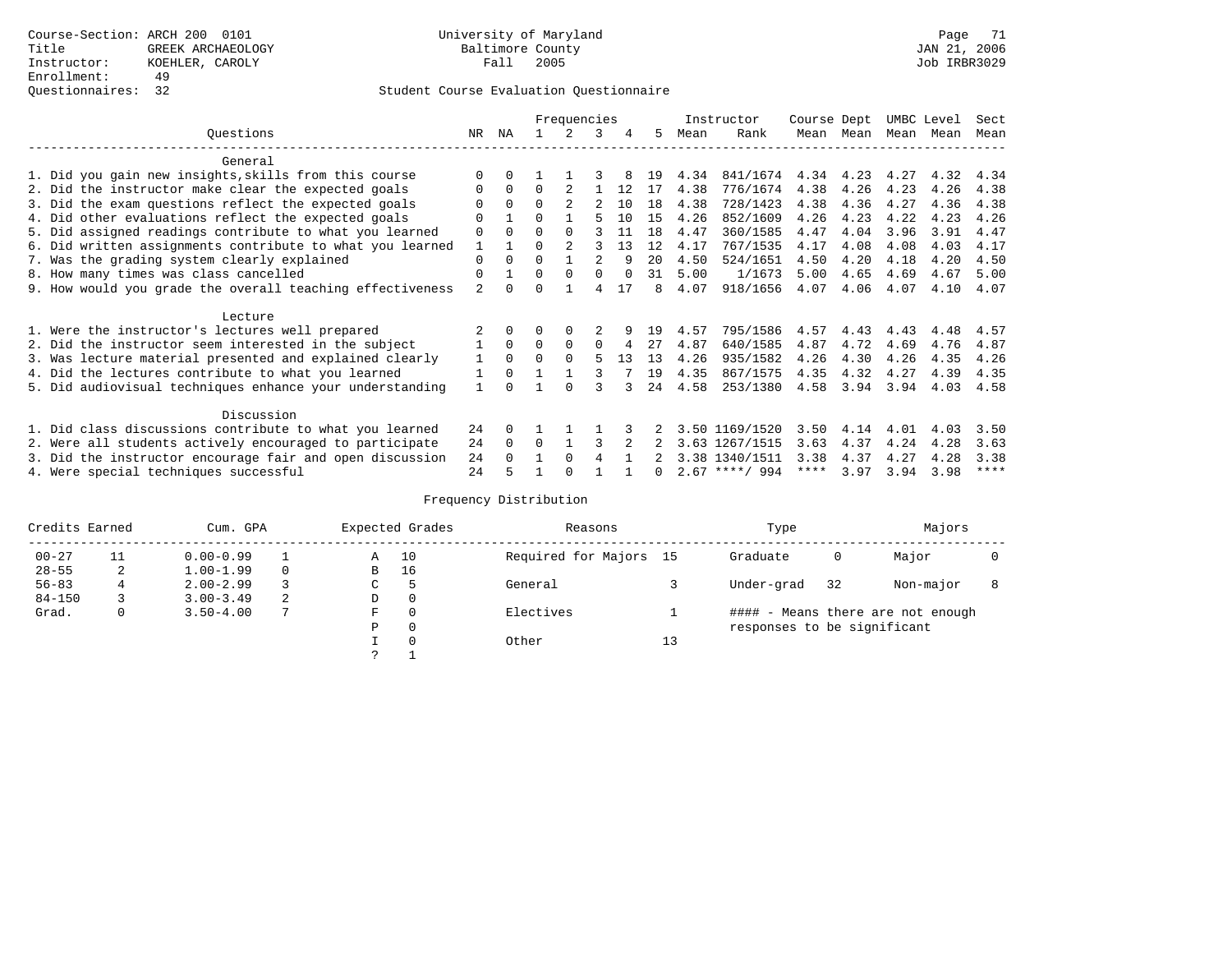Course-Section: ARCH 200 0101
Title: GREEK ARCHAEOLOGY
Instructor: KOEHLER, CAROLY
Enrollment: 49
Questionnaires: 32

University of Maryland
Baltimore County
Fall 2005

JAN 21, 2006
Job IRBR3029

## Student Course Evaluation Questionnaire

| Questions | NR | NA | 1 | 2 | 3 | 4 | 5 | Instructor Mean | Instructor Rank | Course Mean | Dept Mean | UMBC Mean | Level Mean | Sect Mean |
|---|---|---|---|---|---|---|---|---|---|---|---|---|---|---|
| **General** | | | | | | | | | | | | | | |
| 1. Did you gain new insights,skills from this course | 0 | 0 | 1 | 1 | 3 | 8 | 19 | 4.34 | 841/1674 | 4.34 | 4.23 | 4.27 | 4.32 | 4.34 |
| 2. Did the instructor make clear the expected goals | 0 | 0 | 0 | 2 | 1 | 12 | 17 | 4.38 | 776/1674 | 4.38 | 4.26 | 4.23 | 4.26 | 4.38 |
| 3. Did the exam questions reflect the expected goals | 0 | 0 | 0 | 2 | 2 | 10 | 18 | 4.38 | 728/1423 | 4.38 | 4.36 | 4.27 | 4.36 | 4.38 |
| 4. Did other evaluations reflect the expected goals | 0 | 1 | 0 | 1 | 5 | 10 | 15 | 4.26 | 852/1609 | 4.26 | 4.23 | 4.22 | 4.23 | 4.26 |
| 5. Did assigned readings contribute to what you learned | 0 | 0 | 0 | 0 | 3 | 11 | 18 | 4.47 | 360/1585 | 4.47 | 4.04 | 3.96 | 3.91 | 4.47 |
| 6. Did written assignments contribute to what you learned | 1 | 1 | 0 | 2 | 3 | 13 | 12 | 4.17 | 767/1535 | 4.17 | 4.08 | 4.08 | 4.03 | 4.17 |
| 7. Was the grading system clearly explained | 0 | 0 | 0 | 1 | 2 | 9 | 20 | 4.50 | 524/1651 | 4.50 | 4.20 | 4.18 | 4.20 | 4.50 |
| 8. How many times was class cancelled | 0 | 1 | 0 | 0 | 0 | 0 | 31 | 5.00 | 1/1673 | 5.00 | 4.65 | 4.69 | 4.67 | 5.00 |
| 9. How would you grade the overall teaching effectiveness | 2 | 0 | 0 | 1 | 4 | 17 | 8 | 4.07 | 918/1656 | 4.07 | 4.06 | 4.07 | 4.10 | 4.07 |
| **Lecture** | | | | | | | | | | | | | | |
| 1. Were the instructor's lectures well prepared | 2 | 0 | 0 | 0 | 2 | 9 | 19 | 4.57 | 795/1586 | 4.57 | 4.43 | 4.43 | 4.48 | 4.57 |
| 2. Did the instructor seem interested in the subject | 1 | 0 | 0 | 0 | 0 | 4 | 27 | 4.87 | 640/1585 | 4.87 | 4.72 | 4.69 | 4.76 | 4.87 |
| 3. Was lecture material presented and explained clearly | 1 | 0 | 0 | 0 | 5 | 13 | 13 | 4.26 | 935/1582 | 4.26 | 4.30 | 4.26 | 4.35 | 4.26 |
| 4. Did the lectures contribute to what you learned | 1 | 0 | 1 | 1 | 3 | 7 | 19 | 4.35 | 867/1575 | 4.35 | 4.32 | 4.27 | 4.39 | 4.35 |
| 5. Did audiovisual techniques enhance your understanding | 1 | 0 | 1 | 0 | 3 | 3 | 24 | 4.58 | 253/1380 | 4.58 | 3.94 | 3.94 | 4.03 | 4.58 |
| **Discussion** | | | | | | | | | | | | | | |
| 1. Did class discussions contribute to what you learned | 24 | 0 | 1 | 1 | 1 | 3 | 2 | 3.50 | 1169/1520 | 3.50 | 4.14 | 4.01 | 4.03 | 3.50 |
| 2. Were all students actively encouraged to participate | 24 | 0 | 0 | 1 | 3 | 2 | 2 | 3.63 | 1267/1515 | 3.63 | 4.37 | 4.24 | 4.28 | 3.63 |
| 3. Did the instructor encourage fair and open discussion | 24 | 0 | 1 | 0 | 4 | 1 | 2 | 3.38 | 1340/1511 | 3.38 | 4.37 | 4.27 | 4.28 | 3.38 |
| 4. Were special techniques successful | 24 | 5 | 1 | 0 | 1 | 1 | 0 | 2.67 | ****/ 994 | **** | 3.97 | 3.94 | 3.98 | **** |

## Frequency Distribution

| Credits Earned | | Cum. GPA | | Expected Grades | | Reasons | | Type | | Majors | |
|---|---|---|---|---|---|---|---|---|---|---|---|
| 00-27 | 11 | 0.00-0.99 | 1 | A | 10 | Required for Majors | 15 | Graduate | 0 | Major | 0 |
| 28-55 | 2 | 1.00-1.99 | 0 | B | 16 | | | | | | |
| 56-83 | 4 | 2.00-2.99 | 3 | C | 5 | General | 3 | Under-grad | 32 | Non-major | 8 |
| 84-150 | 3 | 3.00-3.49 | 2 | D | 0 | | | | | | |
| Grad. | 0 | 3.50-4.00 | 7 | F | 0 | Electives | 1 | #### - Means there are not enough responses to be significant | | | |
| | | | | P | 0 | | | | | | |
| | | | | I | 0 | Other | 13 | | | | |
| | | | | ? | 1 | | | | | | |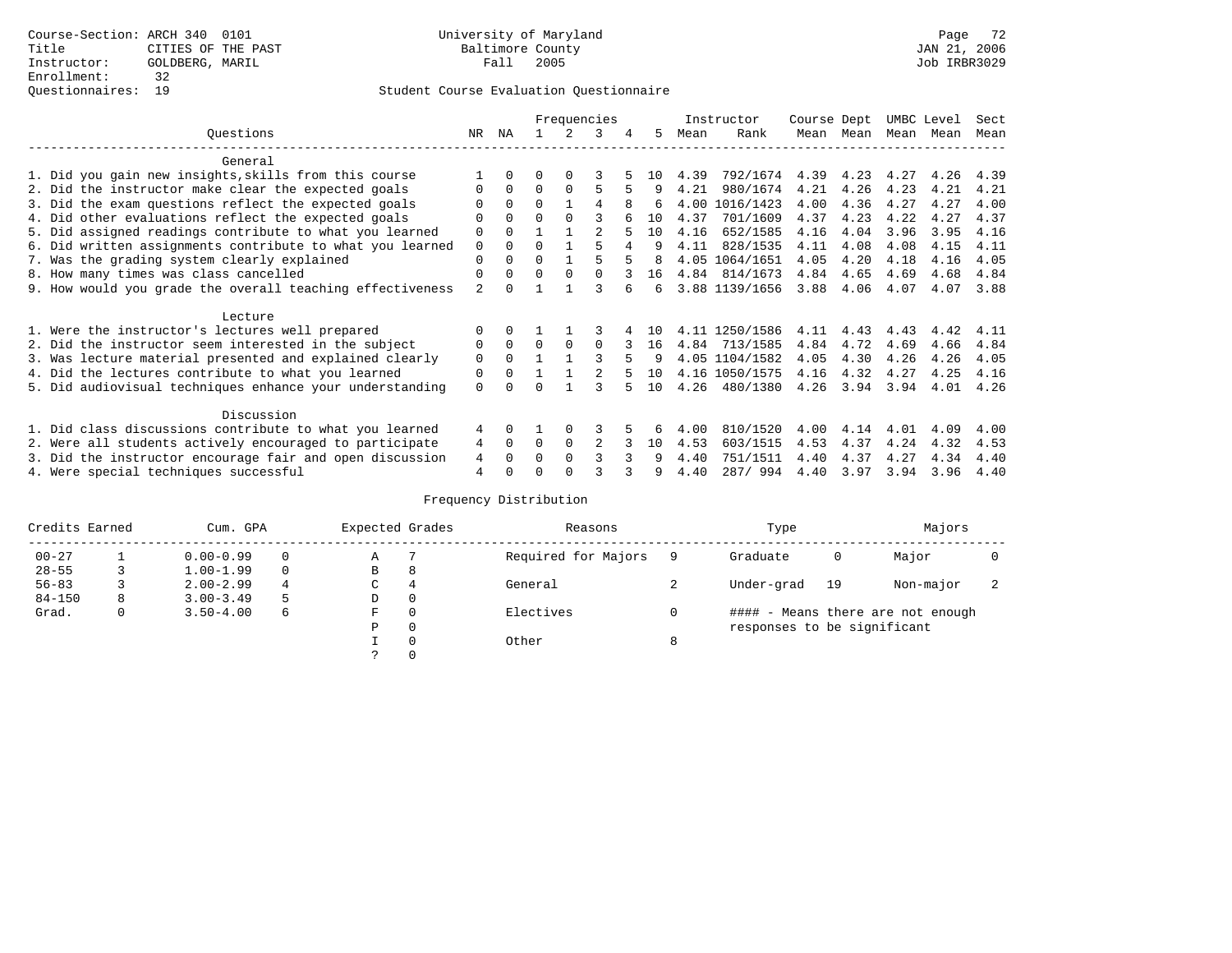Course-Section: ARCH 340 0101
Title: CITIES OF THE PAST
Instructor: GOLDBERG, MARIL
Enrollment: 32
Questionnaires: 19

University of Maryland
Baltimore County
Fall 2005

JAN 21, 2006
Job IRBR3029

Student Course Evaluation Questionnaire

| Questions | NR | NA | 1 | 2 | 3 | 4 | 5 | Instructor Mean | Rank | Course Mean | Dept Mean | UMBC Mean | Level Mean | Sect Mean |
|---|---|---|---|---|---|---|---|---|---|---|---|---|---|---|
| **General** | | | | | | | | | | | | | | |
| 1. Did you gain new insights,skills from this course | 1 | 0 | 0 | 0 | 3 | 5 | 10 | 4.39 | 792/1674 | 4.39 | 4.23 | 4.27 | 4.26 | 4.39 |
| 2. Did the instructor make clear the expected goals | 0 | 0 | 0 | 0 | 5 | 5 | 9 | 4.21 | 980/1674 | 4.21 | 4.26 | 4.23 | 4.21 | 4.21 |
| 3. Did the exam questions reflect the expected goals | 0 | 0 | 0 | 1 | 4 | 8 | 6 | 4.00 | 1016/1423 | 4.00 | 4.36 | 4.27 | 4.27 | 4.00 |
| 4. Did other evaluations reflect the expected goals | 0 | 0 | 0 | 0 | 3 | 6 | 10 | 4.37 | 701/1609 | 4.37 | 4.23 | 4.22 | 4.27 | 4.37 |
| 5. Did assigned readings contribute to what you learned | 0 | 0 | 1 | 1 | 2 | 5 | 10 | 4.16 | 652/1585 | 4.16 | 4.04 | 3.96 | 3.95 | 4.16 |
| 6. Did written assignments contribute to what you learned | 0 | 0 | 0 | 1 | 5 | 4 | 9 | 4.11 | 828/1535 | 4.11 | 4.08 | 4.08 | 4.15 | 4.11 |
| 7. Was the grading system clearly explained | 0 | 0 | 0 | 1 | 5 | 5 | 8 | 4.05 | 1064/1651 | 4.05 | 4.20 | 4.18 | 4.16 | 4.05 |
| 8. How many times was class cancelled | 0 | 0 | 0 | 0 | 0 | 3 | 16 | 4.84 | 814/1673 | 4.84 | 4.65 | 4.69 | 4.68 | 4.84 |
| 9. How would you grade the overall teaching effectiveness | 2 | 0 | 1 | 1 | 3 | 6 | 6 | 3.88 | 1139/1656 | 3.88 | 4.06 | 4.07 | 4.07 | 3.88 |
| **Lecture** | | | | | | | | | | | | | | |
| 1. Were the instructor's lectures well prepared | 0 | 0 | 1 | 1 | 3 | 4 | 10 | 4.11 | 1250/1586 | 4.11 | 4.43 | 4.43 | 4.42 | 4.11 |
| 2. Did the instructor seem interested in the subject | 0 | 0 | 0 | 0 | 0 | 3 | 16 | 4.84 | 713/1585 | 4.84 | 4.72 | 4.69 | 4.66 | 4.84 |
| 3. Was lecture material presented and explained clearly | 0 | 0 | 1 | 1 | 3 | 5 | 9 | 4.05 | 1104/1582 | 4.05 | 4.30 | 4.26 | 4.26 | 4.05 |
| 4. Did the lectures contribute to what you learned | 0 | 0 | 1 | 1 | 2 | 5 | 10 | 4.16 | 1050/1575 | 4.16 | 4.32 | 4.27 | 4.25 | 4.16 |
| 5. Did audiovisual techniques enhance your understanding | 0 | 0 | 0 | 1 | 3 | 5 | 10 | 4.26 | 480/1380 | 4.26 | 3.94 | 3.94 | 4.01 | 4.26 |
| **Discussion** | | | | | | | | | | | | | | |
| 1. Did class discussions contribute to what you learned | 4 | 0 | 1 | 0 | 3 | 5 | 6 | 4.00 | 810/1520 | 4.00 | 4.14 | 4.01 | 4.09 | 4.00 |
| 2. Were all students actively encouraged to participate | 4 | 0 | 0 | 0 | 2 | 3 | 10 | 4.53 | 603/1515 | 4.53 | 4.37 | 4.24 | 4.32 | 4.53 |
| 3. Did the instructor encourage fair and open discussion | 4 | 0 | 0 | 0 | 3 | 3 | 9 | 4.40 | 751/1511 | 4.40 | 4.37 | 4.27 | 4.34 | 4.40 |
| 4. Were special techniques successful | 4 | 0 | 0 | 0 | 3 | 3 | 9 | 4.40 | 287/ 994 | 4.40 | 3.97 | 3.94 | 3.96 | 4.40 |

Frequency Distribution

| Credits Earned | | Cum. GPA | | Expected Grades | | Reasons | | Type | | Majors | |
|---|---|---|---|---|---|---|---|---|---|---|---|
| 00-27 | 1 | 0.00-0.99 | 0 | A | 7 | Required for Majors | 9 | Graduate | 0 | Major | 0 |
| 28-55 | 3 | 1.00-1.99 | 0 | B | 8 | | | | | | |
| 56-83 | 3 | 2.00-2.99 | 4 | C | 4 | General | 2 | Under-grad | 19 | Non-major | 2 |
| 84-150 | 8 | 3.00-3.49 | 5 | D | 0 | | | | | | |
| Grad. | 0 | 3.50-4.00 | 6 | F | 0 | Electives | 0 | #### - Means there are not enough responses to be significant | | | |
| | | | | P | 0 | | | | | | |
| | | | | I | 0 | Other | 8 | | | | |
| | | | | ? | 0 | | | | | | |